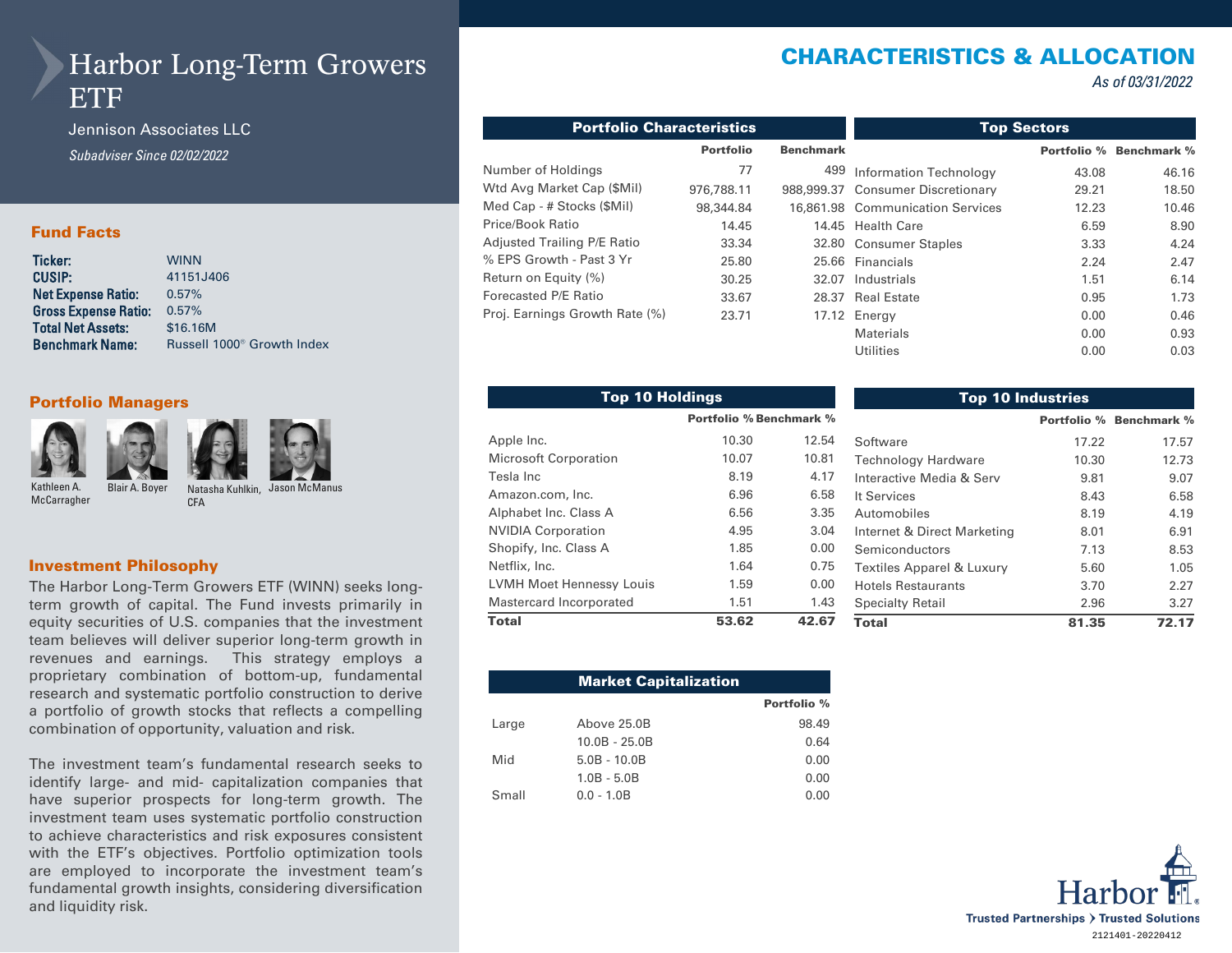# Harbor Long-Term Growers ETF

Jennison Associates LLC

*Subadviser Since 02/02/2022*

## Fund Facts

| | |
|---|---|
| **Ticker:** | WINN |
| **CUSIP:** | 41151J406 |
| **Net Expense Ratio:** | 0.57% |
| **Gross Expense Ratio:** | 0.57% |
| **Total Net Assets:** | $16.16M |
| **Benchmark Name:** | Russell 1000® Growth Index |

## Portfolio Managers

Kathleen A. McCarragher, Blair A. Boyer, Natasha Kuhlkin, CFA, Jason McManus

## Investment Philosophy

The Harbor Long-Term Growers ETF (WINN) seeks long-term growth of capital. The Fund invests primarily in equity securities of U.S. companies that the investment team believes will deliver superior long-term growth in revenues and earnings. This strategy employs a proprietary combination of bottom-up, fundamental research and systematic portfolio construction to derive a portfolio of growth stocks that reflects a compelling combination of opportunity, valuation and risk.

The investment team's fundamental research seeks to identify large- and mid- capitalization companies that have superior prospects for long-term growth. The investment team uses systematic portfolio construction to achieve characteristics and risk exposures consistent with the ETF's objectives. Portfolio optimization tools are employed to incorporate the investment team's fundamental growth insights, considering diversification and liquidity risk.

# CHARACTERISTICS & ALLOCATION

*As of 03/31/2022*

### Portfolio Characteristics

| | Portfolio | Benchmark |
|---|---|---|
| Number of Holdings | 77 | 499 |
| Wtd Avg Market Cap ($Mil) | 976,788.11 | 988,999.37 |
| Med Cap - # Stocks ($Mil) | 98,344.84 | 16,861.98 |
| Price/Book Ratio | 14.45 | 14.45 |
| Adjusted Trailing P/E Ratio | 33.34 | 32.80 |
| % EPS Growth - Past 3 Yr | 25.80 | 25.66 |
| Return on Equity (%) | 30.25 | 32.07 |
| Forecasted P/E Ratio | 33.67 | 28.37 |
| Proj. Earnings Growth Rate (%) | 23.71 | 17.12 |

### Top Sectors

| | Portfolio % | Benchmark % |
|---|---|---|
| Information Technology | 43.08 | 46.16 |
| Consumer Discretionary | 29.21 | 18.50 |
| Communication Services | 12.23 | 10.46 |
| Health Care | 6.59 | 8.90 |
| Consumer Staples | 3.33 | 4.24 |
| Financials | 2.24 | 2.47 |
| Industrials | 1.51 | 6.14 |
| Real Estate | 0.95 | 1.73 |
| Energy | 0.00 | 0.46 |
| Materials | 0.00 | 0.93 |
| Utilities | 0.00 | 0.03 |

### Top 10 Holdings

| | Portfolio % | Benchmark % |
|---|---|---|
| Apple Inc. | 10.30 | 12.54 |
| Microsoft Corporation | 10.07 | 10.81 |
| Tesla Inc | 8.19 | 4.17 |
| Amazon.com, Inc. | 6.96 | 6.58 |
| Alphabet Inc. Class A | 6.56 | 3.35 |
| NVIDIA Corporation | 4.95 | 3.04 |
| Shopify, Inc. Class A | 1.85 | 0.00 |
| Netflix, Inc. | 1.64 | 0.75 |
| LVMH Moet Hennessy Louis | 1.59 | 0.00 |
| Mastercard Incorporated | 1.51 | 1.43 |
| **Total** | **53.62** | **42.67** |

### Top 10 Industries

| | Portfolio % | Benchmark % |
|---|---|---|
| Software | 17.22 | 17.57 |
| Technology Hardware | 10.30 | 12.73 |
| Interactive Media & Serv | 9.81 | 9.07 |
| It Services | 8.43 | 6.58 |
| Automobiles | 8.19 | 4.19 |
| Internet & Direct Marketing | 8.01 | 6.91 |
| Semiconductors | 7.13 | 8.53 |
| Textiles Apparel & Luxury | 5.60 | 1.05 |
| Hotels Restaurants | 3.70 | 2.27 |
| Specialty Retail | 2.96 | 3.27 |
| **Total** | **81.35** | **72.17** |

### Market Capitalization

| | | Portfolio % |
|---|---|---|
| Large | Above 25.0B | 98.49 |
| | 10.0B - 25.0B | 0.64 |
| Mid | 5.0B - 10.0B | 0.00 |
| | 1.0B - 5.0B | 0.00 |
| Small | 0.0 - 1.0B | 0.00 |

Harbor — Trusted Partnerships › Trusted Solutions

2121401-20220412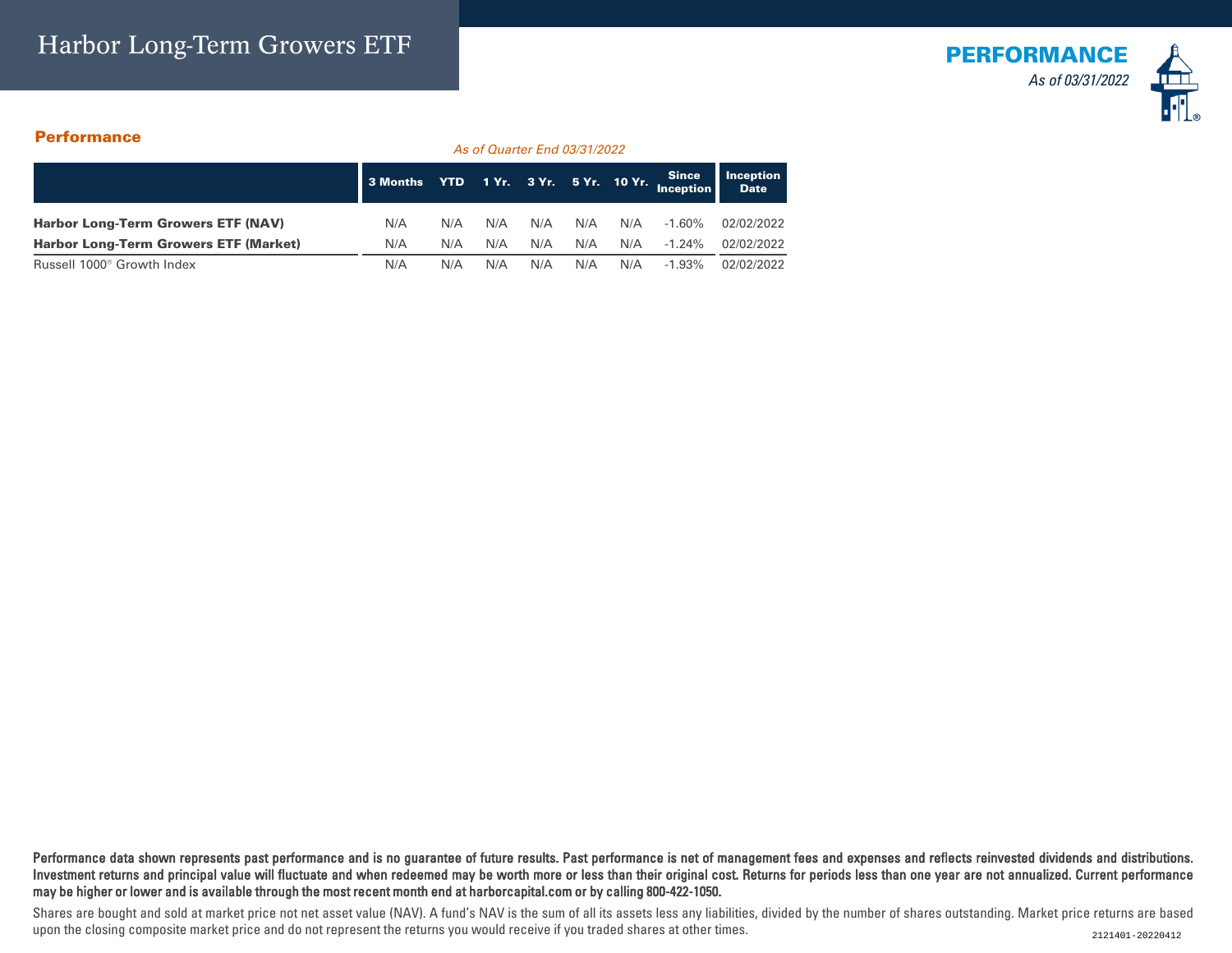# Harbor Long-Term Growers ETF

## PERFORMANCE

*As of 03/31/2022*

### Performance

*As of Quarter End 03/31/2022*

| | 3 Months | YTD | 1 Yr. | 3 Yr. | 5 Yr. | 10 Yr. | Since Inception | Inception Date |
|---|---|---|---|---|---|---|---|---|
| **Harbor Long-Term Growers ETF (NAV)** | N/A | N/A | N/A | N/A | N/A | N/A | -1.60% | 02/02/2022 |
| **Harbor Long-Term Growers ETF (Market)** | N/A | N/A | N/A | N/A | N/A | N/A | -1.24% | 02/02/2022 |
| Russell 1000® Growth Index | N/A | N/A | N/A | N/A | N/A | N/A | -1.93% | 02/02/2022 |

**Performance data shown represents past performance and is no guarantee of future results. Past performance is net of management fees and expenses and reflects reinvested dividends and distributions. Investment returns and principal value will fluctuate and when redeemed may be worth more or less than their original cost. Returns for periods less than one year are not annualized. Current performance may be higher or lower and is available through the most recent month end at harborcapital.com or by calling 800-422-1050.**

Shares are bought and sold at market price not net asset value (NAV). A fund's NAV is the sum of all its assets less any liabilities, divided by the number of shares outstanding. Market price returns are based upon the closing composite market price and do not represent the returns you would receive if you traded shares at other times.

2121401-20220412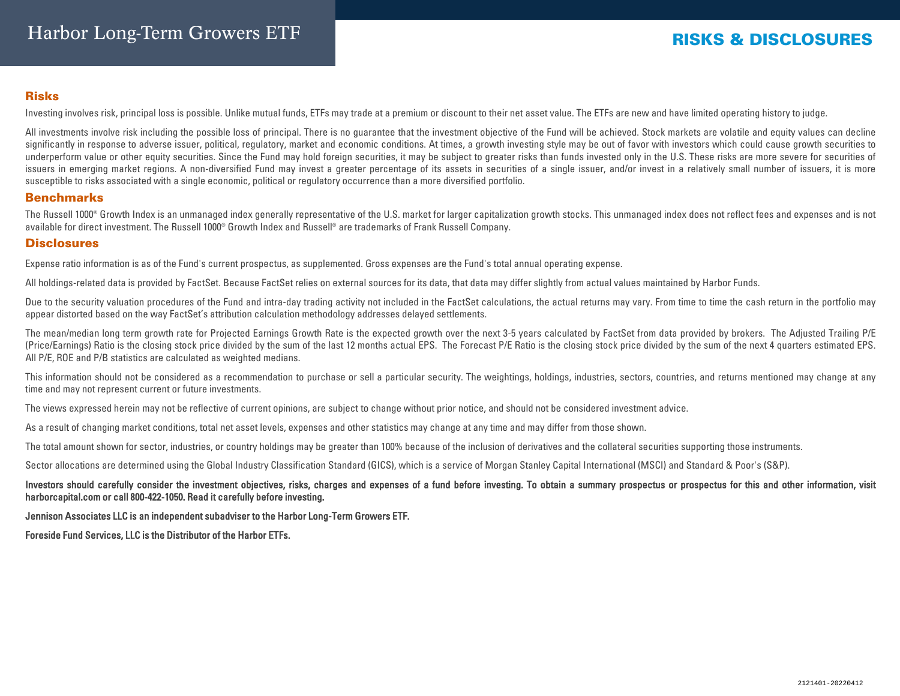# Harbor Long-Term Growers ETF

## RISKS & DISCLOSURES

### Risks

Investing involves risk, principal loss is possible. Unlike mutual funds, ETFs may trade at a premium or discount to their net asset value. The ETFs are new and have limited operating history to judge.

All investments involve risk including the possible loss of principal. There is no guarantee that the investment objective of the Fund will be achieved. Stock markets are volatile and equity values can decline significantly in response to adverse issuer, political, regulatory, market and economic conditions. At times, a growth investing style may be out of favor with investors which could cause growth securities to underperform value or other equity securities. Since the Fund may hold foreign securities, it may be subject to greater risks than funds invested only in the U.S. These risks are more severe for securities of issuers in emerging market regions. A non-diversified Fund may invest a greater percentage of its assets in securities of a single issuer, and/or invest in a relatively small number of issuers, it is more susceptible to risks associated with a single economic, political or regulatory occurrence than a more diversified portfolio.

### Benchmarks

The Russell 1000® Growth Index is an unmanaged index generally representative of the U.S. market for larger capitalization growth stocks. This unmanaged index does not reflect fees and expenses and is not available for direct investment. The Russell 1000® Growth Index and Russell® are trademarks of Frank Russell Company.

### Disclosures

Expense ratio information is as of the Fund's current prospectus, as supplemented. Gross expenses are the Fund's total annual operating expense.

All holdings-related data is provided by FactSet. Because FactSet relies on external sources for its data, that data may differ slightly from actual values maintained by Harbor Funds.

Due to the security valuation procedures of the Fund and intra-day trading activity not included in the FactSet calculations, the actual returns may vary. From time to time the cash return in the portfolio may appear distorted based on the way FactSet's attribution calculation methodology addresses delayed settlements.

The mean/median long term growth rate for Projected Earnings Growth Rate is the expected growth over the next 3-5 years calculated by FactSet from data provided by brokers. The Adjusted Trailing P/E (Price/Earnings) Ratio is the closing stock price divided by the sum of the last 12 months actual EPS. The Forecast P/E Ratio is the closing stock price divided by the sum of the next 4 quarters estimated EPS. All P/E, ROE and P/B statistics are calculated as weighted medians.

This information should not be considered as a recommendation to purchase or sell a particular security. The weightings, holdings, industries, sectors, countries, and returns mentioned may change at any time and may not represent current or future investments.

The views expressed herein may not be reflective of current opinions, are subject to change without prior notice, and should not be considered investment advice.

As a result of changing market conditions, total net asset levels, expenses and other statistics may change at any time and may differ from those shown.

The total amount shown for sector, industries, or country holdings may be greater than 100% because of the inclusion of derivatives and the collateral securities supporting those instruments.

Sector allocations are determined using the Global Industry Classification Standard (GICS), which is a service of Morgan Stanley Capital International (MSCI) and Standard & Poor's (S&P).

**Investors should carefully consider the investment objectives, risks, charges and expenses of a fund before investing. To obtain a summary prospectus or prospectus for this and other information, visit harborcapital.com or call 800-422-1050. Read it carefully before investing.**

**Jennison Associates LLC is an independent subadviser to the Harbor Long-Term Growers ETF.**

**Foreside Fund Services, LLC is the Distributor of the Harbor ETFs.**

2121401-20220412